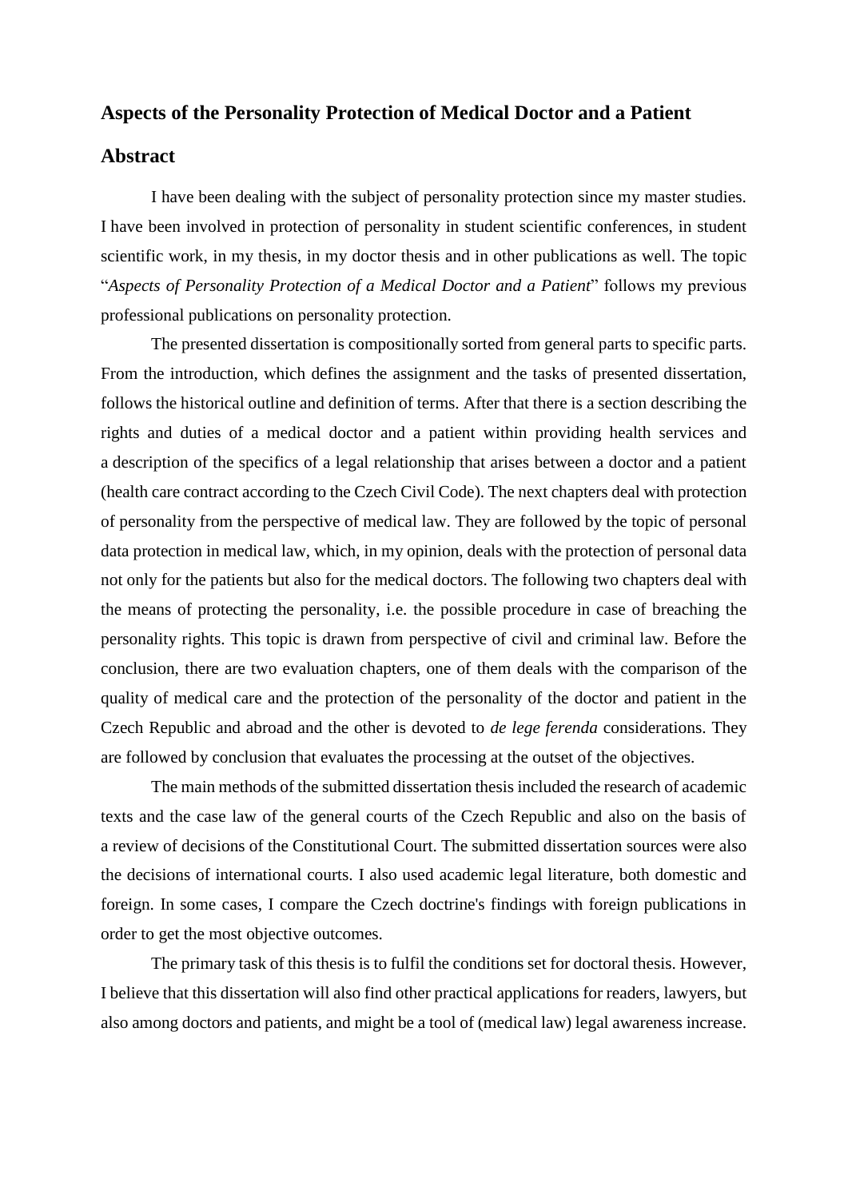## Aspects of the Personality Protection of Medical Doctor and a Patient

## Abstract

I have been dealing with the subject of personality protection since my master studies. I have been involved in protection of personality in student scientific conferences, in student scientific work, in my thesis, in my doctor thesis and in other publications as well. The topic "*Aspects of Personality Protection of a Medical Doctor and a Patient*" follows my previous professional publications on personality protection.

The presented dissertation is compositionally sorted from general parts to specific parts. From the introduction, which defines the assignment and the tasks of presented dissertation, follows the historical outline and definition of terms. After that there is a section describing the rights and duties of a medical doctor and a patient within providing health services and a description of the specifics of a legal relationship that arises between a doctor and a patient (health care contract according to the Czech Civil Code). The next chapters deal with protection of personality from the perspective of medical law. They are followed by the topic of personal data protection in medical law, which, in my opinion, deals with the protection of personal data not only for the patients but also for the medical doctors. The following two chapters deal with the means of protecting the personality, i.e. the possible procedure in case of breaching the personality rights. This topic is drawn from perspective of civil and criminal law. Before the conclusion, there are two evaluation chapters, one of them deals with the comparison of the quality of medical care and the protection of the personality of the doctor and patient in the Czech Republic and abroad and the other is devoted to *de lege ferenda* considerations. They are followed by conclusion that evaluates the processing at the outset of the objectives.

The main methods of the submitted dissertation thesis included the research of academic texts and the case law of the general courts of the Czech Republic and also on the basis of a review of decisions of the Constitutional Court. The submitted dissertation sources were also the decisions of international courts. I also used academic legal literature, both domestic and foreign. In some cases, I compare the Czech doctrine's findings with foreign publications in order to get the most objective outcomes.

The primary task of this thesis is to fulfil the conditions set for doctoral thesis. However, I believe that this dissertation will also find other practical applications for readers, lawyers, but also among doctors and patients, and might be a tool of (medical law) legal awareness increase.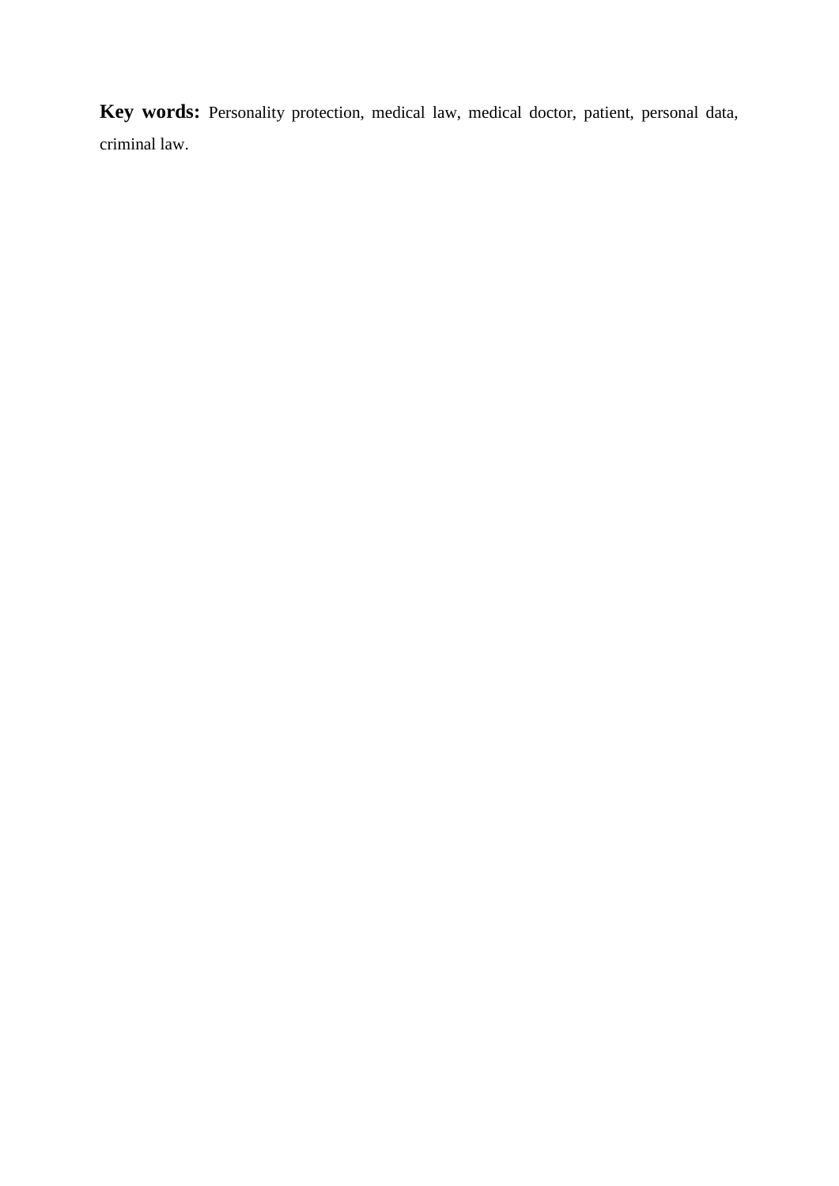**Key words:** Personality protection, medical law, medical doctor, patient, personal data, criminal law.